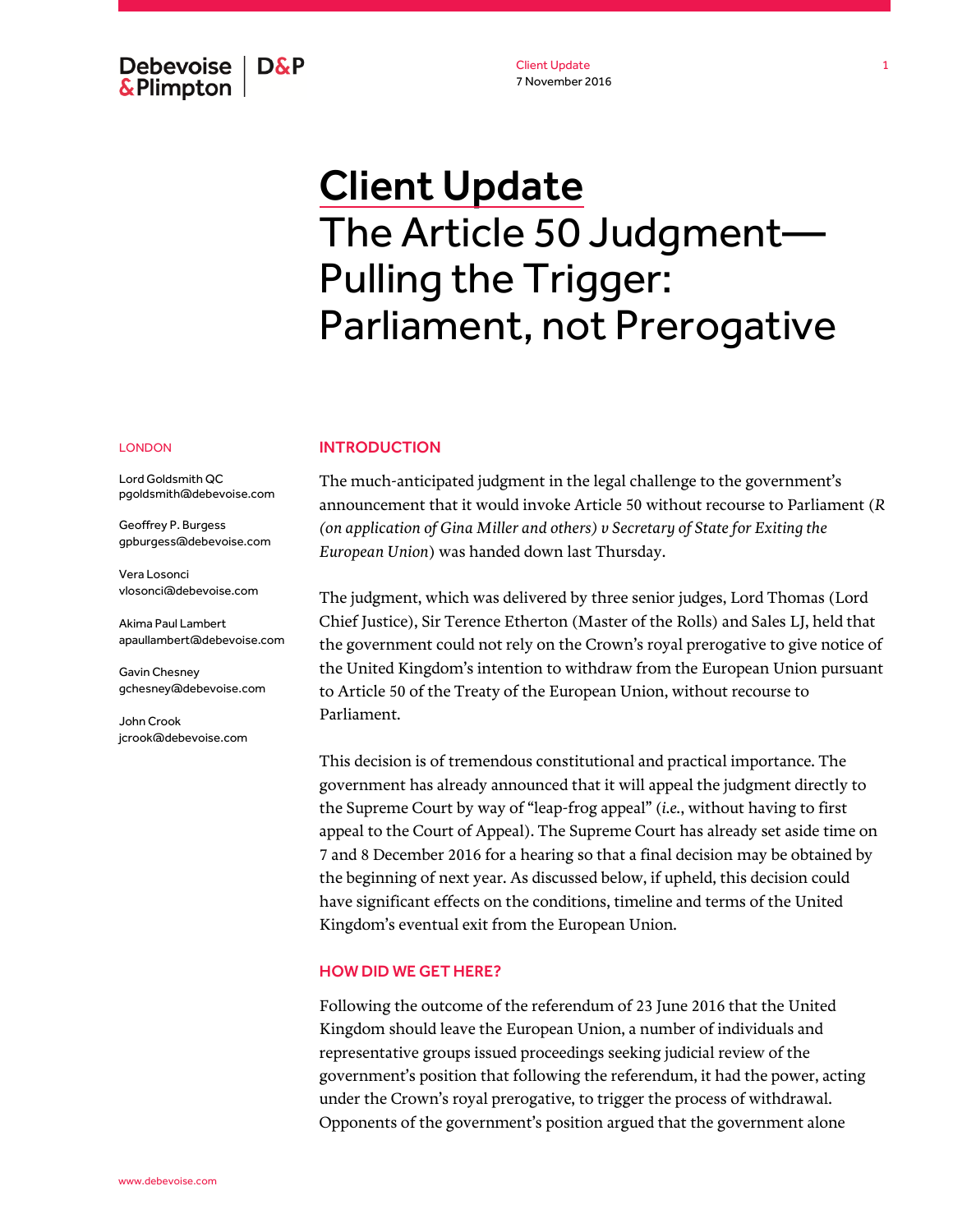# Client Update

## The Article 50 Judgment—Pulling the Trigger: Parliament, not Prerogative

Client Update
7 November 2016

LONDON

Lord Goldsmith QC
pgoldsmith@debevoise.com

Geoffrey P. Burgess
gpburgess@debevoise.com

Vera Losonci
vlosonci@debevoise.com

Akima Paul Lambert
apaullambert@debevoise.com

Gavin Chesney
gchesney@debevoise.com

John Crook
jcrook@debevoise.com

### INTRODUCTION

The much-anticipated judgment in the legal challenge to the government's announcement that it would invoke Article 50 without recourse to Parliament (*R (on application of Gina Miller and others) v Secretary of State for Exiting the European Union*) was handed down last Thursday.

The judgment, which was delivered by three senior judges, Lord Thomas (Lord Chief Justice), Sir Terence Etherton (Master of the Rolls) and Sales LJ, held that the government could not rely on the Crown's royal prerogative to give notice of the United Kingdom's intention to withdraw from the European Union pursuant to Article 50 of the Treaty of the European Union, without recourse to Parliament.

This decision is of tremendous constitutional and practical importance. The government has already announced that it will appeal the judgment directly to the Supreme Court by way of "leap-frog appeal" (*i.e.*, without having to first appeal to the Court of Appeal). The Supreme Court has already set aside time on 7 and 8 December 2016 for a hearing so that a final decision may be obtained by the beginning of next year. As discussed below, if upheld, this decision could have significant effects on the conditions, timeline and terms of the United Kingdom's eventual exit from the European Union.

### HOW DID WE GET HERE?

Following the outcome of the referendum of 23 June 2016 that the United Kingdom should leave the European Union, a number of individuals and representative groups issued proceedings seeking judicial review of the government's position that following the referendum, it had the power, acting under the Crown's royal prerogative, to trigger the process of withdrawal. Opponents of the government's position argued that the government alone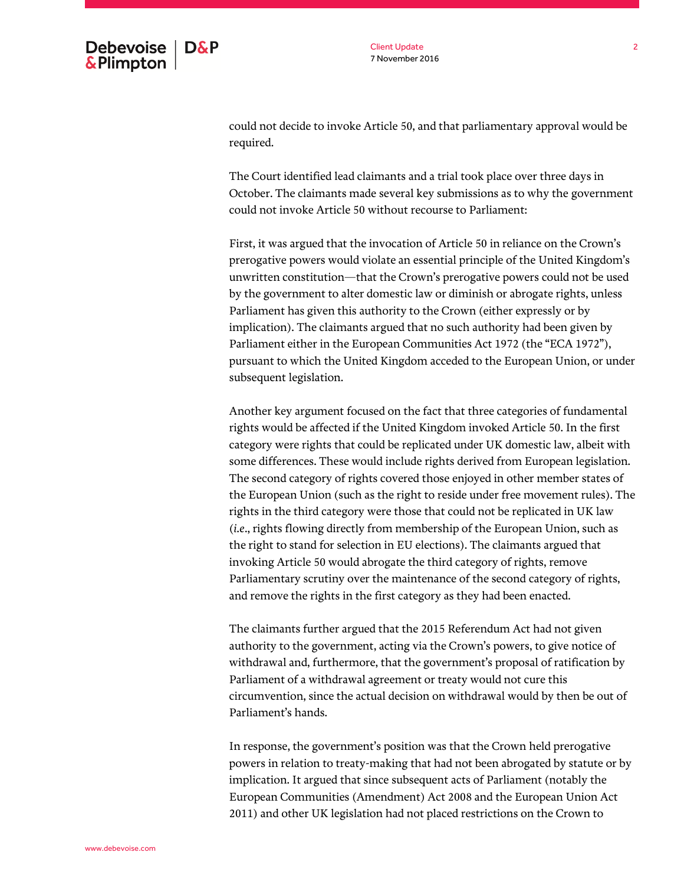could not decide to invoke Article 50, and that parliamentary approval would be required.

The Court identified lead claimants and a trial took place over three days in October. The claimants made several key submissions as to why the government could not invoke Article 50 without recourse to Parliament:

First, it was argued that the invocation of Article 50 in reliance on the Crown's prerogative powers would violate an essential principle of the United Kingdom's unwritten constitution—that the Crown's prerogative powers could not be used by the government to alter domestic law or diminish or abrogate rights, unless Parliament has given this authority to the Crown (either expressly or by implication). The claimants argued that no such authority had been given by Parliament either in the European Communities Act 1972 (the "ECA 1972"), pursuant to which the United Kingdom acceded to the European Union, or under subsequent legislation.

Another key argument focused on the fact that three categories of fundamental rights would be affected if the United Kingdom invoked Article 50. In the first category were rights that could be replicated under UK domestic law, albeit with some differences. These would include rights derived from European legislation. The second category of rights covered those enjoyed in other member states of the European Union (such as the right to reside under free movement rules). The rights in the third category were those that could not be replicated in UK law (*i.e.*, rights flowing directly from membership of the European Union, such as the right to stand for selection in EU elections). The claimants argued that invoking Article 50 would abrogate the third category of rights, remove Parliamentary scrutiny over the maintenance of the second category of rights, and remove the rights in the first category as they had been enacted.

The claimants further argued that the 2015 Referendum Act had not given authority to the government, acting via the Crown's powers, to give notice of withdrawal and, furthermore, that the government's proposal of ratification by Parliament of a withdrawal agreement or treaty would not cure this circumvention, since the actual decision on withdrawal would by then be out of Parliament's hands.

In response, the government's position was that the Crown held prerogative powers in relation to treaty-making that had not been abrogated by statute or by implication. It argued that since subsequent acts of Parliament (notably the European Communities (Amendment) Act 2008 and the European Union Act 2011) and other UK legislation had not placed restrictions on the Crown to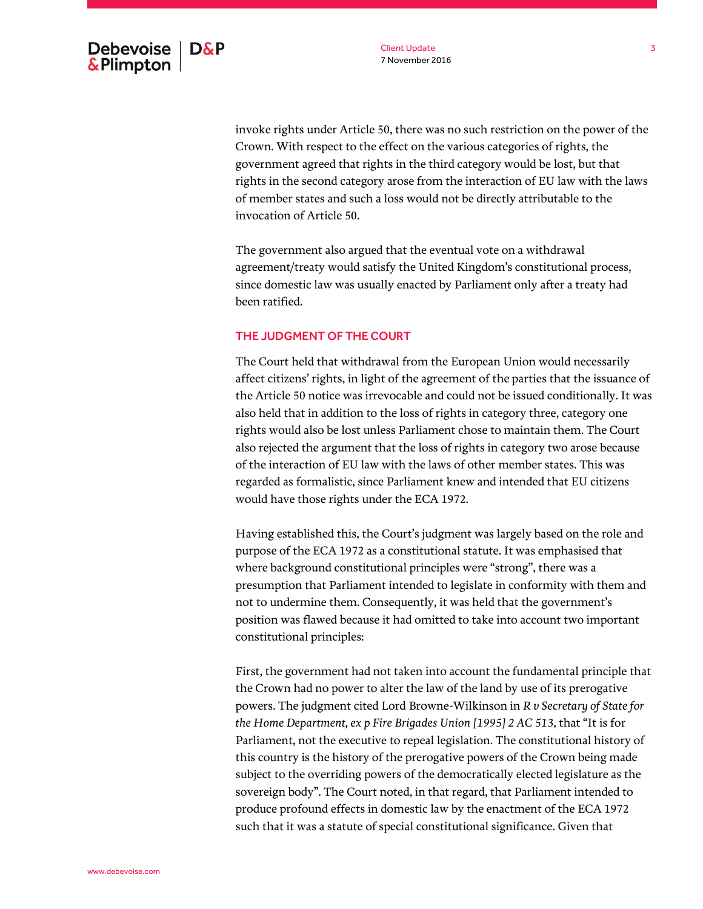invoke rights under Article 50, there was no such restriction on the power of the Crown. With respect to the effect on the various categories of rights, the government agreed that rights in the third category would be lost, but that rights in the second category arose from the interaction of EU law with the laws of member states and such a loss would not be directly attributable to the invocation of Article 50.

The government also argued that the eventual vote on a withdrawal agreement/treaty would satisfy the United Kingdom's constitutional process, since domestic law was usually enacted by Parliament only after a treaty had been ratified.

## THE JUDGMENT OF THE COURT

The Court held that withdrawal from the European Union would necessarily affect citizens' rights, in light of the agreement of the parties that the issuance of the Article 50 notice was irrevocable and could not be issued conditionally. It was also held that in addition to the loss of rights in category three, category one rights would also be lost unless Parliament chose to maintain them. The Court also rejected the argument that the loss of rights in category two arose because of the interaction of EU law with the laws of other member states. This was regarded as formalistic, since Parliament knew and intended that EU citizens would have those rights under the ECA 1972.

Having established this, the Court's judgment was largely based on the role and purpose of the ECA 1972 as a constitutional statute. It was emphasised that where background constitutional principles were "strong", there was a presumption that Parliament intended to legislate in conformity with them and not to undermine them. Consequently, it was held that the government's position was flawed because it had omitted to take into account two important constitutional principles:

First, the government had not taken into account the fundamental principle that the Crown had no power to alter the law of the land by use of its prerogative powers. The judgment cited Lord Browne-Wilkinson in *R v Secretary of State for the Home Department, ex p Fire Brigades Union [1995] 2 AC 513*, that "It is for Parliament, not the executive to repeal legislation. The constitutional history of this country is the history of the prerogative powers of the Crown being made subject to the overriding powers of the democratically elected legislature as the sovereign body". The Court noted, in that regard, that Parliament intended to produce profound effects in domestic law by the enactment of the ECA 1972 such that it was a statute of special constitutional significance. Given that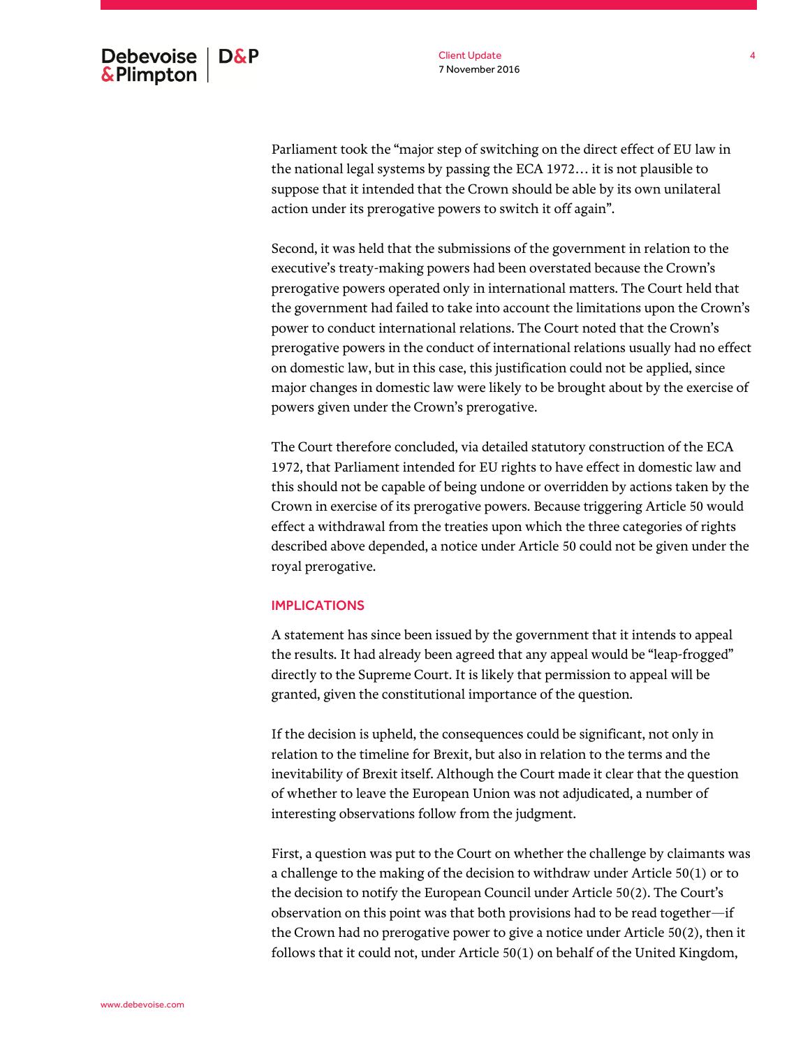Parliament took the "major step of switching on the direct effect of EU law in the national legal systems by passing the ECA 1972… it is not plausible to suppose that it intended that the Crown should be able by its own unilateral action under its prerogative powers to switch it off again".

Second, it was held that the submissions of the government in relation to the executive's treaty-making powers had been overstated because the Crown's prerogative powers operated only in international matters. The Court held that the government had failed to take into account the limitations upon the Crown's power to conduct international relations. The Court noted that the Crown's prerogative powers in the conduct of international relations usually had no effect on domestic law, but in this case, this justification could not be applied, since major changes in domestic law were likely to be brought about by the exercise of powers given under the Crown's prerogative.

The Court therefore concluded, via detailed statutory construction of the ECA 1972, that Parliament intended for EU rights to have effect in domestic law and this should not be capable of being undone or overridden by actions taken by the Crown in exercise of its prerogative powers. Because triggering Article 50 would effect a withdrawal from the treaties upon which the three categories of rights described above depended, a notice under Article 50 could not be given under the royal prerogative.

## IMPLICATIONS

A statement has since been issued by the government that it intends to appeal the results. It had already been agreed that any appeal would be "leap-frogged" directly to the Supreme Court. It is likely that permission to appeal will be granted, given the constitutional importance of the question.

If the decision is upheld, the consequences could be significant, not only in relation to the timeline for Brexit, but also in relation to the terms and the inevitability of Brexit itself. Although the Court made it clear that the question of whether to leave the European Union was not adjudicated, a number of interesting observations follow from the judgment.

First, a question was put to the Court on whether the challenge by claimants was a challenge to the making of the decision to withdraw under Article 50(1) or to the decision to notify the European Council under Article 50(2). The Court's observation on this point was that both provisions had to be read together—if the Crown had no prerogative power to give a notice under Article 50(2), then it follows that it could not, under Article 50(1) on behalf of the United Kingdom,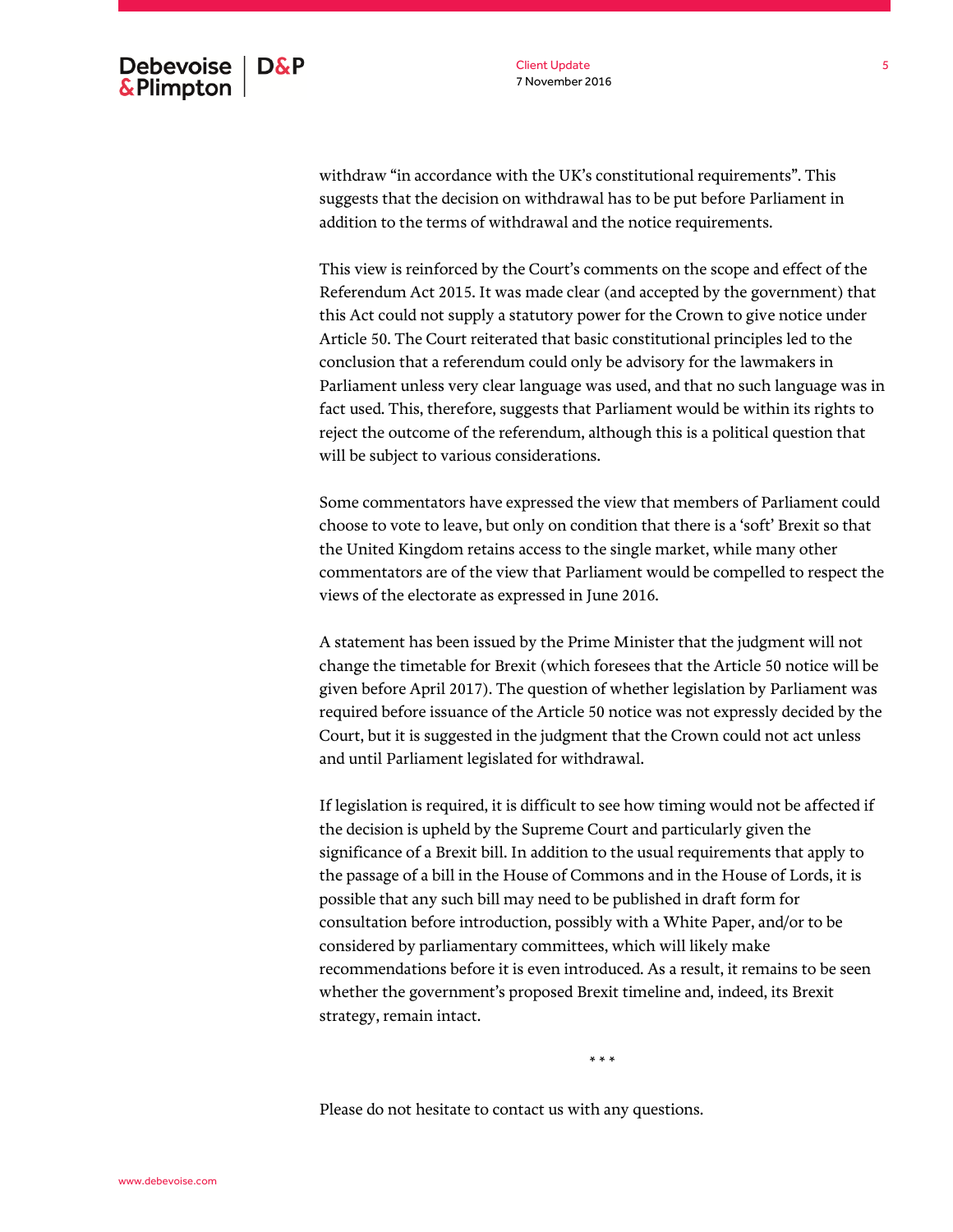withdraw "in accordance with the UK's constitutional requirements". This suggests that the decision on withdrawal has to be put before Parliament in addition to the terms of withdrawal and the notice requirements.

This view is reinforced by the Court's comments on the scope and effect of the Referendum Act 2015. It was made clear (and accepted by the government) that this Act could not supply a statutory power for the Crown to give notice under Article 50. The Court reiterated that basic constitutional principles led to the conclusion that a referendum could only be advisory for the lawmakers in Parliament unless very clear language was used, and that no such language was in fact used. This, therefore, suggests that Parliament would be within its rights to reject the outcome of the referendum, although this is a political question that will be subject to various considerations.

Some commentators have expressed the view that members of Parliament could choose to vote to leave, but only on condition that there is a 'soft' Brexit so that the United Kingdom retains access to the single market, while many other commentators are of the view that Parliament would be compelled to respect the views of the electorate as expressed in June 2016.

A statement has been issued by the Prime Minister that the judgment will not change the timetable for Brexit (which foresees that the Article 50 notice will be given before April 2017). The question of whether legislation by Parliament was required before issuance of the Article 50 notice was not expressly decided by the Court, but it is suggested in the judgment that the Crown could not act unless and until Parliament legislated for withdrawal.

If legislation is required, it is difficult to see how timing would not be affected if the decision is upheld by the Supreme Court and particularly given the significance of a Brexit bill. In addition to the usual requirements that apply to the passage of a bill in the House of Commons and in the House of Lords, it is possible that any such bill may need to be published in draft form for consultation before introduction, possibly with a White Paper, and/or to be considered by parliamentary committees, which will likely make recommendations before it is even introduced. As a result, it remains to be seen whether the government's proposed Brexit timeline and, indeed, its Brexit strategy, remain intact.

\* \* \*

Please do not hesitate to contact us with any questions.